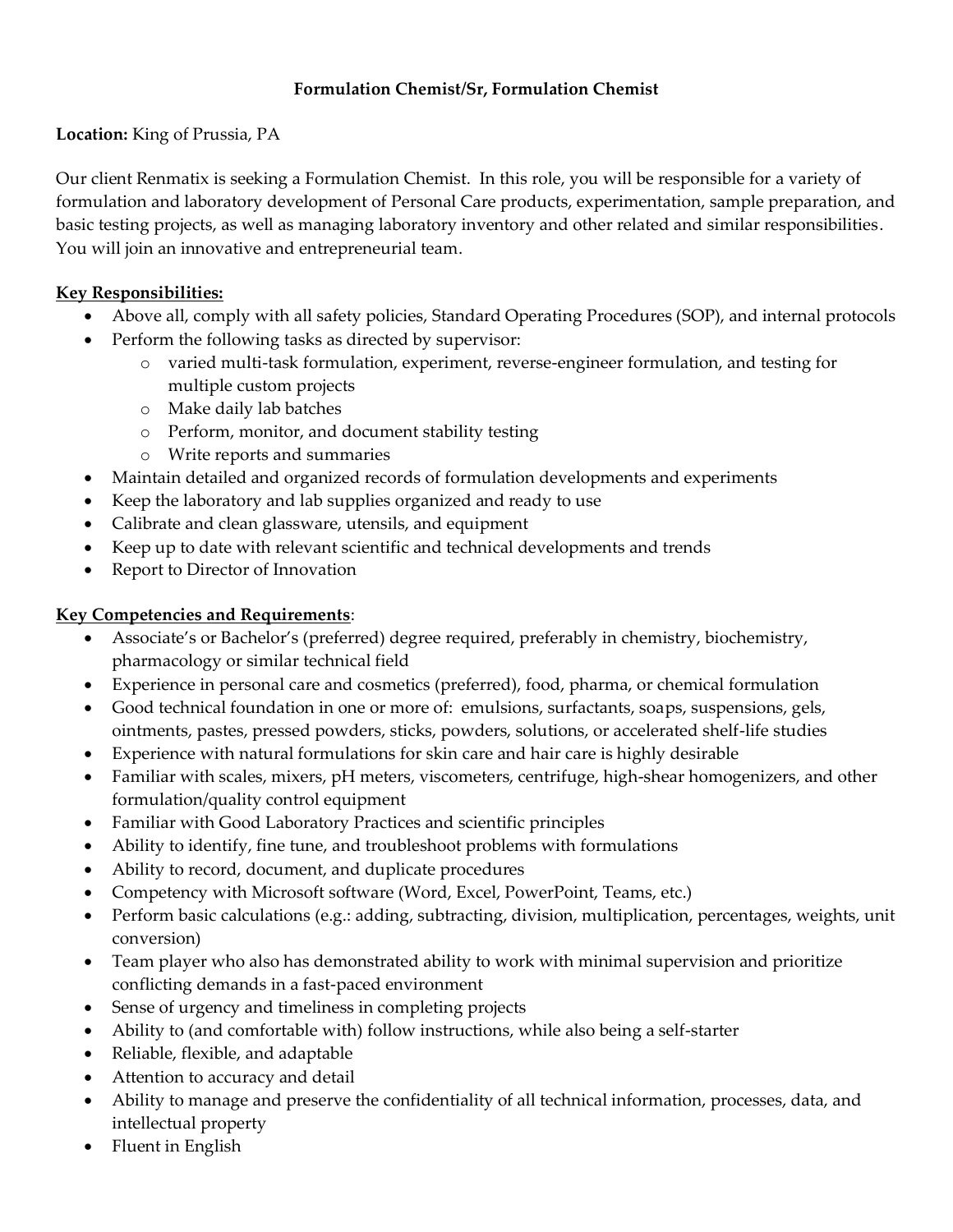**Formulation Chemist/Sr, Formulation Chemist**

**Location:** King of Prussia, PA

Our client Renmatix is seeking a Formulation Chemist. In this role, you will be responsible for a variety of formulation and laboratory development of Personal Care products, experimentation, sample preparation, and basic testing projects, as well as managing laboratory inventory and other related and similar responsibilities. You will join an innovative and entrepreneurial team.

**Key Responsibilities:**

- Above all, comply with all safety policies, Standard Operating Procedures (SOP), and internal protocols
- Perform the following tasks as directed by supervisor:
  - varied multi-task formulation, experiment, reverse-engineer formulation, and testing for multiple custom projects
  - Make daily lab batches
  - Perform, monitor, and document stability testing
  - Write reports and summaries
- Maintain detailed and organized records of formulation developments and experiments
- Keep the laboratory and lab supplies organized and ready to use
- Calibrate and clean glassware, utensils, and equipment
- Keep up to date with relevant scientific and technical developments and trends
- Report to Director of Innovation

**Key Competencies and Requirements**:

- Associate's or Bachelor's (preferred) degree required, preferably in chemistry, biochemistry, pharmacology or similar technical field
- Experience in personal care and cosmetics (preferred), food, pharma, or chemical formulation
- Good technical foundation in one or more of: emulsions, surfactants, soaps, suspensions, gels, ointments, pastes, pressed powders, sticks, powders, solutions, or accelerated shelf-life studies
- Experience with natural formulations for skin care and hair care is highly desirable
- Familiar with scales, mixers, pH meters, viscometers, centrifuge, high-shear homogenizers, and other formulation/quality control equipment
- Familiar with Good Laboratory Practices and scientific principles
- Ability to identify, fine tune, and troubleshoot problems with formulations
- Ability to record, document, and duplicate procedures
- Competency with Microsoft software (Word, Excel, PowerPoint, Teams, etc.)
- Perform basic calculations (e.g.: adding, subtracting, division, multiplication, percentages, weights, unit conversion)
- Team player who also has demonstrated ability to work with minimal supervision and prioritize conflicting demands in a fast-paced environment
- Sense of urgency and timeliness in completing projects
- Ability to (and comfortable with) follow instructions, while also being a self-starter
- Reliable, flexible, and adaptable
- Attention to accuracy and detail
- Ability to manage and preserve the confidentiality of all technical information, processes, data, and intellectual property
- Fluent in English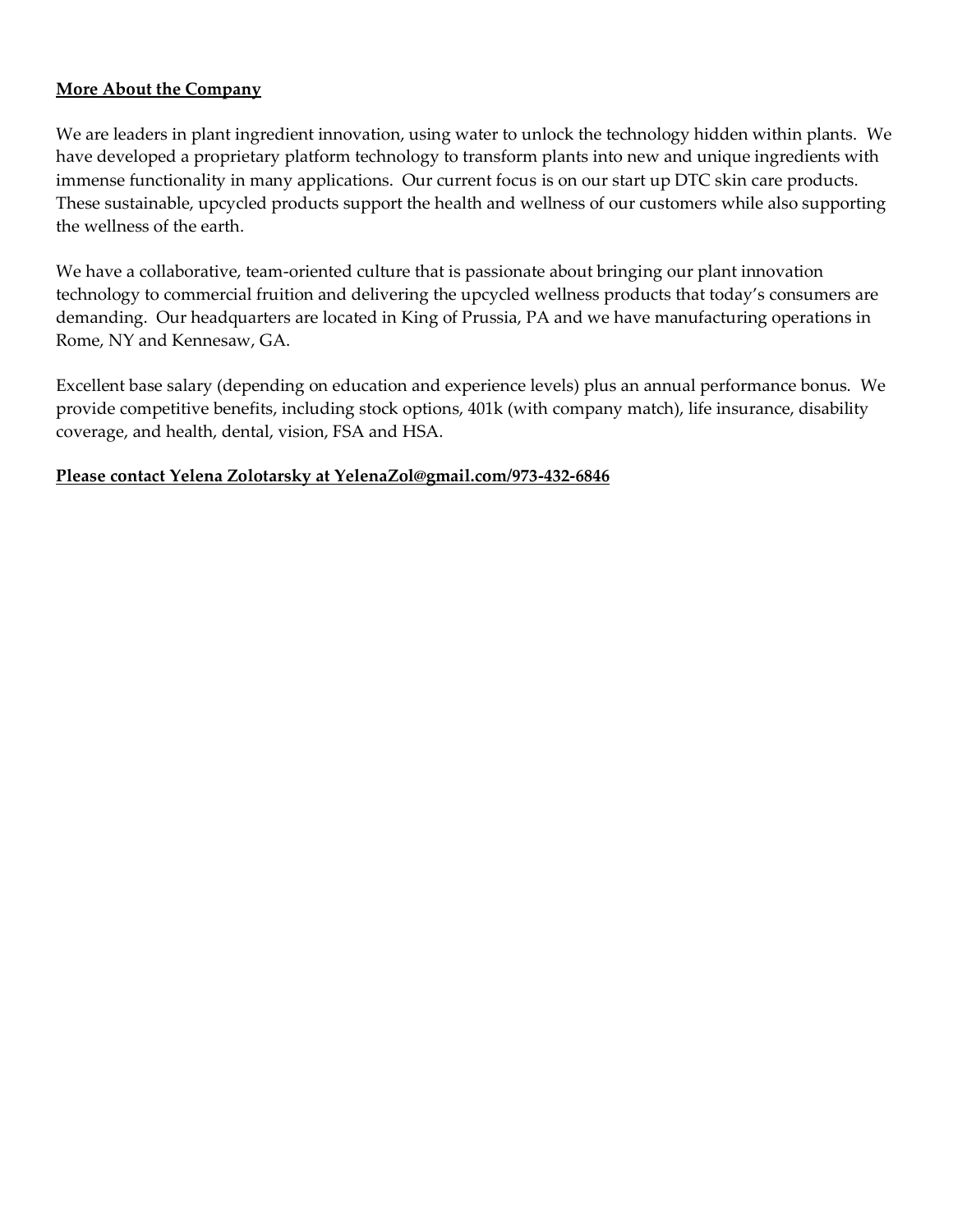**More About the Company**

We are leaders in plant ingredient innovation, using water to unlock the technology hidden within plants. We have developed a proprietary platform technology to transform plants into new and unique ingredients with immense functionality in many applications. Our current focus is on our start up DTC skin care products. These sustainable, upcycled products support the health and wellness of our customers while also supporting the wellness of the earth.

We have a collaborative, team-oriented culture that is passionate about bringing our plant innovation technology to commercial fruition and delivering the upcycled wellness products that today's consumers are demanding. Our headquarters are located in King of Prussia, PA and we have manufacturing operations in Rome, NY and Kennesaw, GA.

Excellent base salary (depending on education and experience levels) plus an annual performance bonus. We provide competitive benefits, including stock options, 401k (with company match), life insurance, disability coverage, and health, dental, vision, FSA and HSA.

**Please contact Yelena Zolotarsky at YelenaZol@gmail.com/973-432-6846**